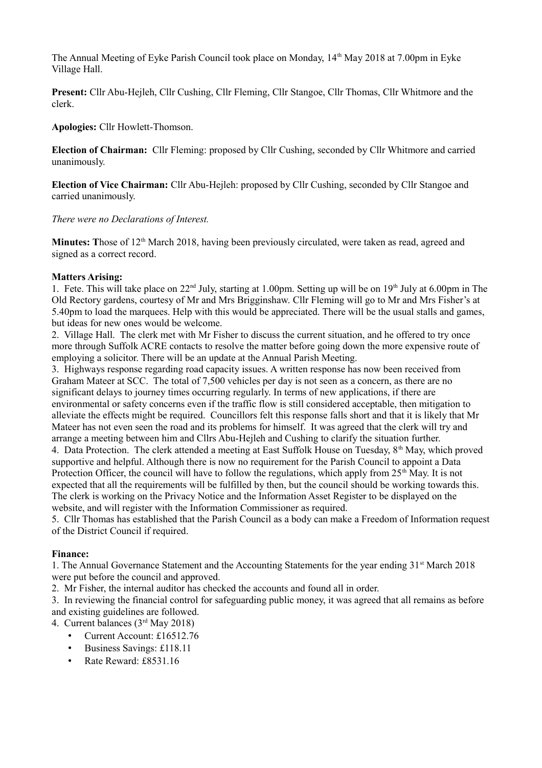The Annual Meeting of Eyke Parish Council took place on Monday, 14th May 2018 at 7.00pm in Eyke Village Hall.

**Present:** Cllr Abu-Hejleh, Cllr Cushing, Cllr Fleming, Cllr Stangoe, Cllr Thomas, Cllr Whitmore and the clerk.

**Apologies:** Cllr Howlett-Thomson.

**Election of Chairman:** Cllr Fleming: proposed by Cllr Cushing, seconded by Cllr Whitmore and carried unanimously.

**Election of Vice Chairman:** Cllr Abu-Hejleh: proposed by Cllr Cushing, seconded by Cllr Stangoe and carried unanimously.

*There were no Declarations of Interest.*

**Minutes:** **T**hose of 12th March 2018, having been previously circulated, were taken as read, agreed and signed as a correct record.

**Matters Arising:**

1. Fete. This will take place on 22nd July, starting at 1.00pm. Setting up will be on 19th July at 6.00pm in The Old Rectory gardens, courtesy of Mr and Mrs Brigginshaw. Cllr Fleming will go to Mr and Mrs Fisher's at 5.40pm to load the marquees. Help with this would be appreciated. There will be the usual stalls and games, but ideas for new ones would be welcome.
2. Village Hall. The clerk met with Mr Fisher to discuss the current situation, and he offered to try once more through Suffolk ACRE contacts to resolve the matter before going down the more expensive route of employing a solicitor. There will be an update at the Annual Parish Meeting.
3. Highways response regarding road capacity issues. A written response has now been received from Graham Mateer at SCC. The total of 7,500 vehicles per day is not seen as a concern, as there are no significant delays to journey times occurring regularly. In terms of new applications, if there are environmental or safety concerns even if the traffic flow is still considered acceptable, then mitigation to alleviate the effects might be required. Councillors felt this response falls short and that it is likely that Mr Mateer has not even seen the road and its problems for himself. It was agreed that the clerk will try and arrange a meeting between him and Cllrs Abu-Hejleh and Cushing to clarify the situation further.
4. Data Protection. The clerk attended a meeting at East Suffolk House on Tuesday, 8th May, which proved supportive and helpful. Although there is now no requirement for the Parish Council to appoint a Data Protection Officer, the council will have to follow the regulations, which apply from 25th May. It is not expected that all the requirements will be fulfilled by then, but the council should be working towards this. The clerk is working on the Privacy Notice and the Information Asset Register to be displayed on the website, and will register with the Information Commissioner as required.
5. Cllr Thomas has established that the Parish Council as a body can make a Freedom of Information request of the District Council if required.

**Finance:**

1. The Annual Governance Statement and the Accounting Statements for the year ending 31st March 2018 were put before the council and approved.
2. Mr Fisher, the internal auditor has checked the accounts and found all in order.
3. In reviewing the financial control for safeguarding public money, it was agreed that all remains as before and existing guidelines are followed.
4. Current balances (3rd May 2018)
    - Current Account: £16512.76
    - Business Savings: £118.11
    - Rate Reward: £8531.16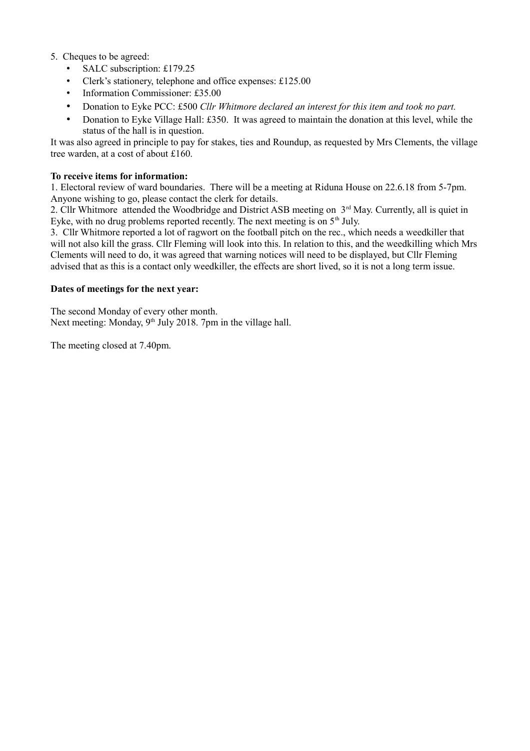5. Cheques to be agreed:
   - SALC subscription: £179.25
   - Clerk's stationery, telephone and office expenses: £125.00
   - Information Commissioner: £35.00
   - Donation to Eyke PCC: £500 *Cllr Whitmore declared an interest for this item and took no part.*
   - Donation to Eyke Village Hall: £350. It was agreed to maintain the donation at this level, while the status of the hall is in question.

It was also agreed in principle to pay for stakes, ties and Roundup, as requested by Mrs Clements, the village tree warden, at a cost of about £160.

**To receive items for information:**

1. Electoral review of ward boundaries. There will be a meeting at Riduna House on 22.6.18 from 5-7pm. Anyone wishing to go, please contact the clerk for details.
2. Cllr Whitmore attended the Woodbridge and District ASB meeting on 3rd May. Currently, all is quiet in Eyke, with no drug problems reported recently. The next meeting is on 5th July.
3. Cllr Whitmore reported a lot of ragwort on the football pitch on the rec., which needs a weedkiller that will not also kill the grass. Cllr Fleming will look into this. In relation to this, and the weedkilling which Mrs Clements will need to do, it was agreed that warning notices will need to be displayed, but Cllr Fleming advised that as this is a contact only weedkiller, the effects are short lived, so it is not a long term issue.

**Dates of meetings for the next year:**

The second Monday of every other month.
Next meeting: Monday, 9th July 2018. 7pm in the village hall.

The meeting closed at 7.40pm.